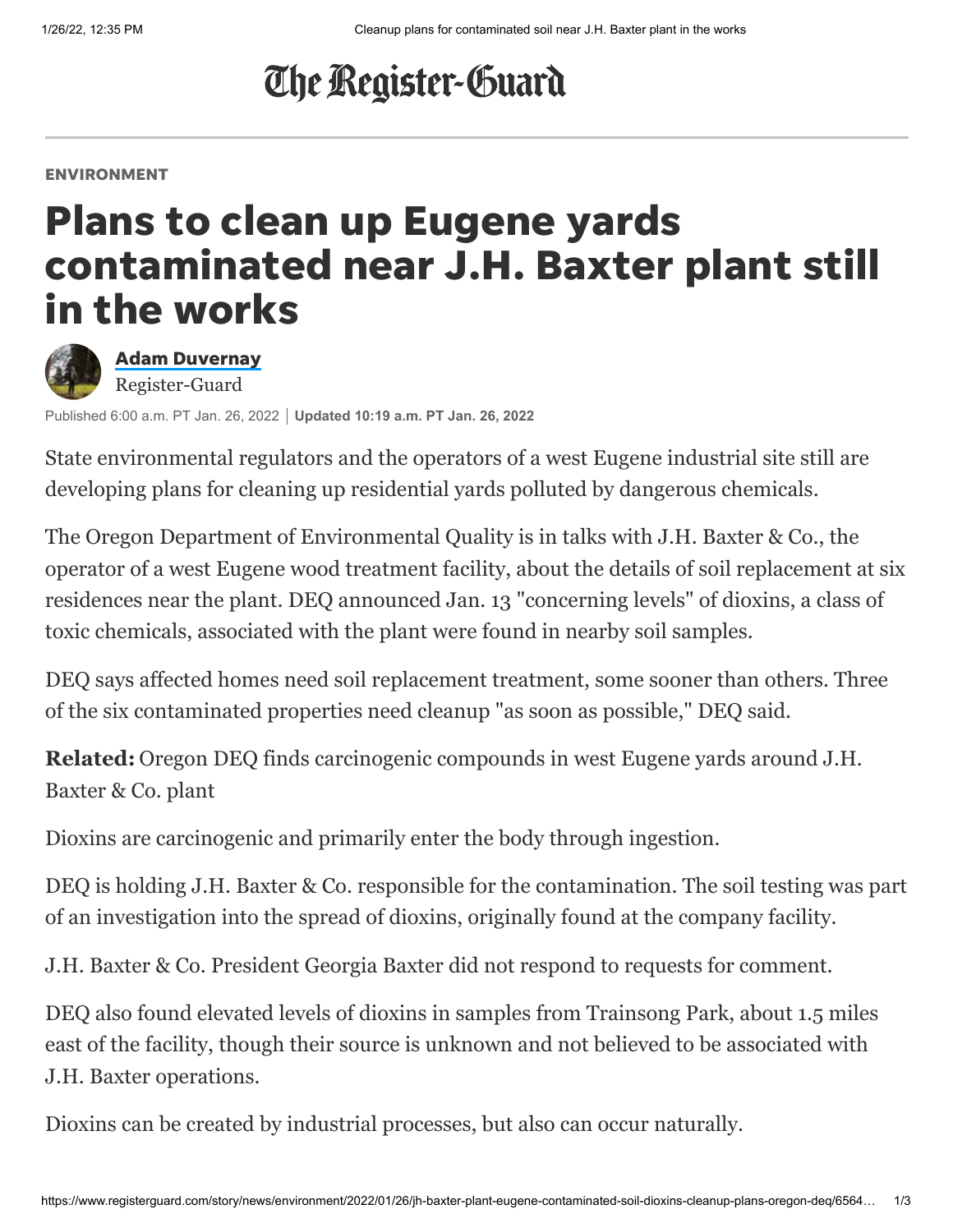The Register-Guard

ENVIRONMENT

# Plans to clean up Eugene yards contaminated near J.H. Baxter plant still in the works

**Adam Duvernay**
Register-Guard

Published 6:00 a.m. PT Jan. 26, 2022 | **Updated 10:19 a.m. PT Jan. 26, 2022**

State environmental regulators and the operators of a west Eugene industrial site still are developing plans for cleaning up residential yards polluted by dangerous chemicals.

The Oregon Department of Environmental Quality is in talks with J.H. Baxter & Co., the operator of a west Eugene wood treatment facility, about the details of soil replacement at six residences near the plant. DEQ announced Jan. 13 "concerning levels" of dioxins, a class of toxic chemicals, associated with the plant were found in nearby soil samples.

DEQ says affected homes need soil replacement treatment, some sooner than others. Three of the six contaminated properties need cleanup "as soon as possible," DEQ said.

**Related:** Oregon DEQ finds carcinogenic compounds in west Eugene yards around J.H. Baxter & Co. plant

Dioxins are carcinogenic and primarily enter the body through ingestion.

DEQ is holding J.H. Baxter & Co. responsible for the contamination. The soil testing was part of an investigation into the spread of dioxins, originally found at the company facility.

J.H. Baxter & Co. President Georgia Baxter did not respond to requests for comment.

DEQ also found elevated levels of dioxins in samples from Trainsong Park, about 1.5 miles east of the facility, though their source is unknown and not believed to be associated with J.H. Baxter operations.

Dioxins can be created by industrial processes, but also can occur naturally.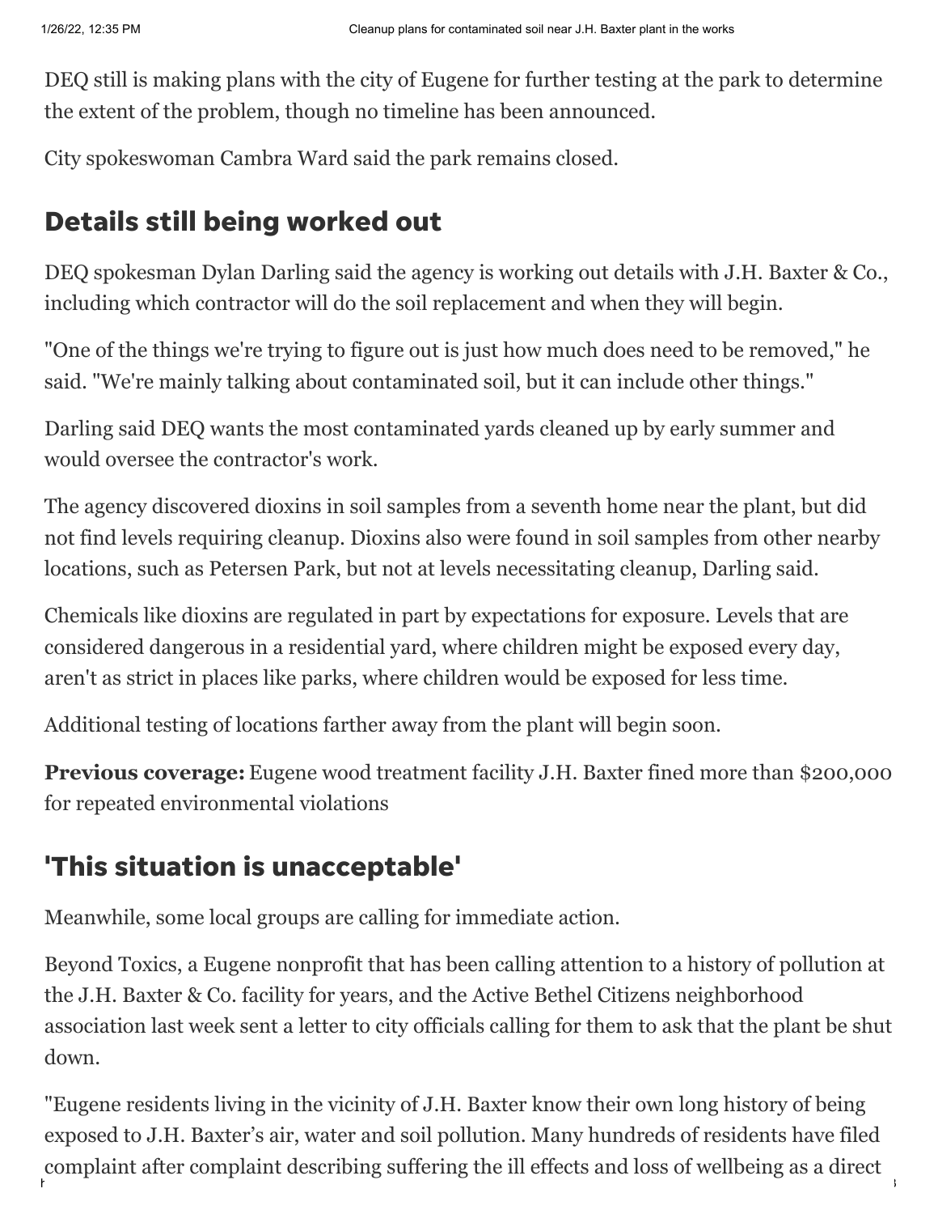DEQ still is making plans with the city of Eugene for further testing at the park to determine the extent of the problem, though no timeline has been announced.

City spokeswoman Cambra Ward said the park remains closed.

## Details still being worked out

DEQ spokesman Dylan Darling said the agency is working out details with J.H. Baxter & Co., including which contractor will do the soil replacement and when they will begin.

"One of the things we're trying to figure out is just how much does need to be removed," he said. "We're mainly talking about contaminated soil, but it can include other things."

Darling said DEQ wants the most contaminated yards cleaned up by early summer and would oversee the contractor's work.

The agency discovered dioxins in soil samples from a seventh home near the plant, but did not find levels requiring cleanup. Dioxins also were found in soil samples from other nearby locations, such as Petersen Park, but not at levels necessitating cleanup, Darling said.

Chemicals like dioxins are regulated in part by expectations for exposure. Levels that are considered dangerous in a residential yard, where children might be exposed every day, aren't as strict in places like parks, where children would be exposed for less time.

Additional testing of locations farther away from the plant will begin soon.

**Previous coverage:** Eugene wood treatment facility J.H. Baxter fined more than $200,000 for repeated environmental violations

## 'This situation is unacceptable'

Meanwhile, some local groups are calling for immediate action.

Beyond Toxics, a Eugene nonprofit that has been calling attention to a history of pollution at the J.H. Baxter & Co. facility for years, and the Active Bethel Citizens neighborhood association last week sent a letter to city officials calling for them to ask that the plant be shut down.

"Eugene residents living in the vicinity of J.H. Baxter know their own long history of being exposed to J.H. Baxter's air, water and soil pollution. Many hundreds of residents have filed complaint after complaint describing suffering the ill effects and loss of wellbeing as a direct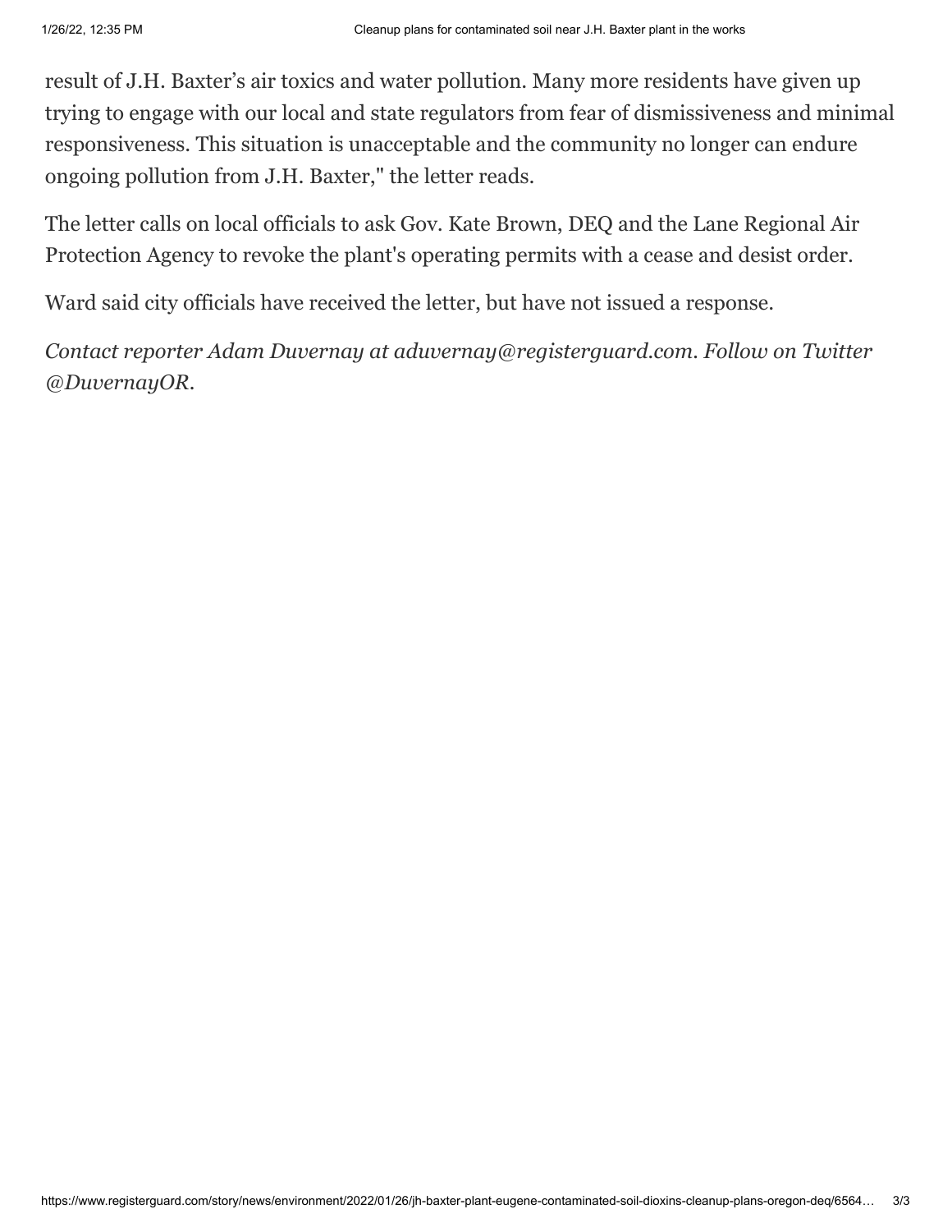result of J.H. Baxter's air toxics and water pollution. Many more residents have given up trying to engage with our local and state regulators from fear of dismissiveness and minimal responsiveness. This situation is unacceptable and the community no longer can endure ongoing pollution from J.H. Baxter," the letter reads.

The letter calls on local officials to ask Gov. Kate Brown, DEQ and the Lane Regional Air Protection Agency to revoke the plant's operating permits with a cease and desist order.

Ward said city officials have received the letter, but have not issued a response.

*Contact reporter Adam Duvernay at aduvernay@registerguard.com. Follow on Twitter @DuvernayOR.*